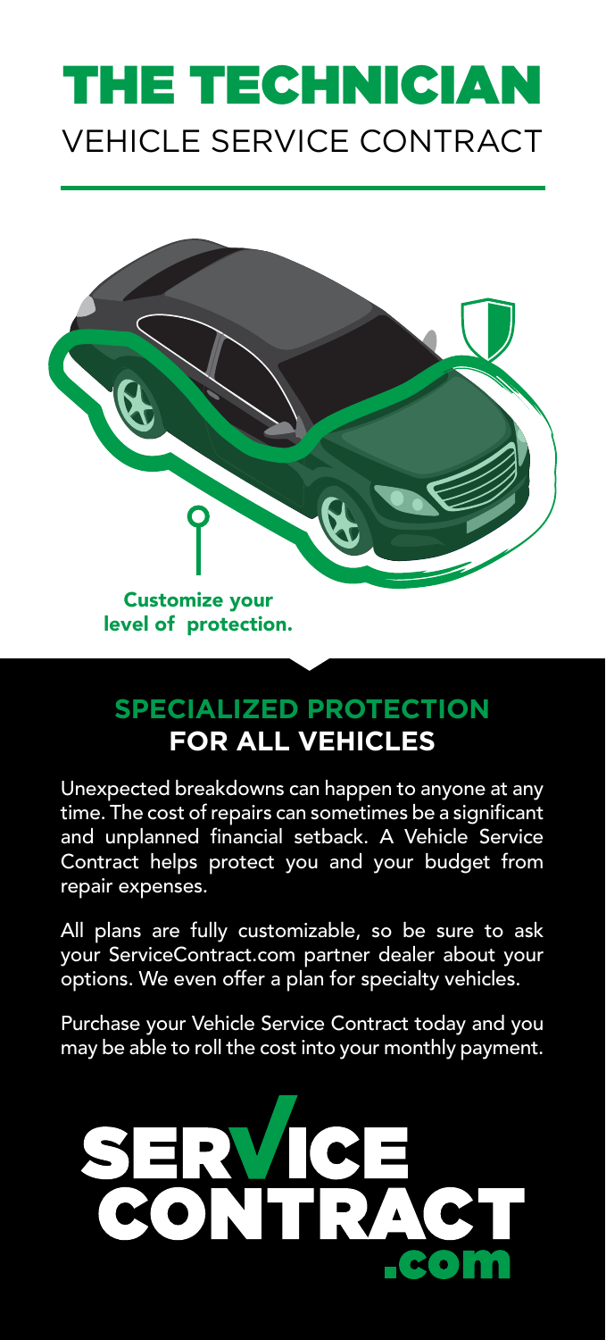# THE TECHNICIAN

## VEHICLE SERVICE CONTRACT

**Customize your level of protection.**

## SPECIALIZED PROTECTION FOR ALL VEHICLES

Unexpected breakdowns can happen to anyone at any time. The cost of repairs can sometimes be a significant and unplanned financial setback. A Vehicle Service Contract helps protect you and your budget from repair expenses.

All plans are fully customizable, so be sure to ask your ServiceContract.com partner dealer about your options. We even offer a plan for specialty vehicles.

Purchase your Vehicle Service Contract today and you may be able to roll the cost into your monthly payment.

SERVICE CONTRACT .com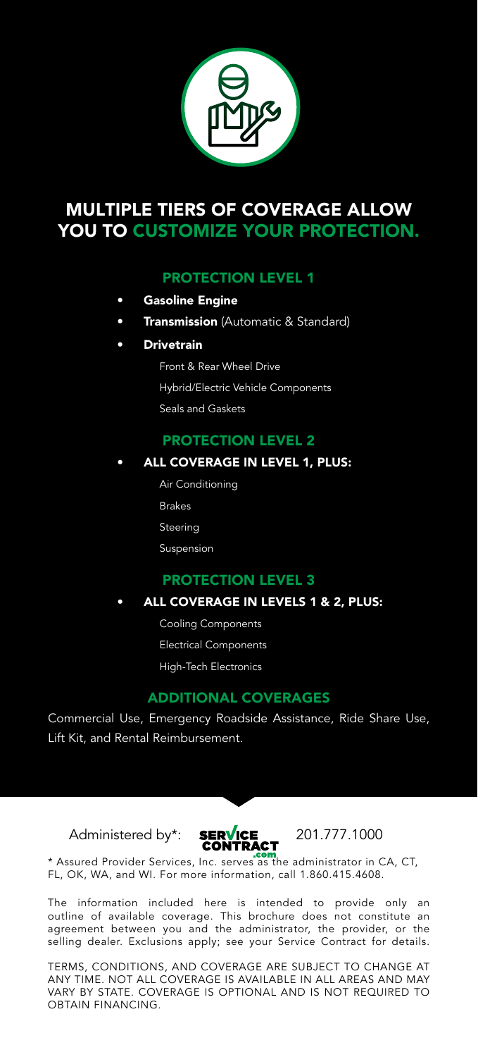# MULTIPLE TIERS OF COVERAGE ALLOW YOU TO CUSTOMIZE YOUR PROTECTION.

## PROTECTION LEVEL 1

- **Gasoline Engine**
- **Transmission** (Automatic & Standard)
- **Drivetrain**
  - Front & Rear Wheel Drive
  - Hybrid/Electric Vehicle Components
  - Seals and Gaskets

## PROTECTION LEVEL 2

- **ALL COVERAGE IN LEVEL 1, PLUS:**
  - Air Conditioning
  - Brakes
  - Steering
  - Suspension

## PROTECTION LEVEL 3

- **ALL COVERAGE IN LEVELS 1 & 2, PLUS:**
  - Cooling Components
  - Electrical Components
  - High-Tech Electronics

## ADDITIONAL COVERAGES

Commercial Use, Emergency Roadside Assistance, Ride Share Use, Lift Kit, and Rental Reimbursement.

Administered by*: SERVICE CONTRACT .com 201.777.1000

* Assured Provider Services, Inc. serves as the administrator in CA, CT, FL, OK, WA, and WI. For more information, call 1.860.415.4608.

The information included here is intended to provide only an outline of available coverage. This brochure does not constitute an agreement between you and the administrator, the provider, or the selling dealer. Exclusions apply; see your Service Contract for details.

TERMS, CONDITIONS, AND COVERAGE ARE SUBJECT TO CHANGE AT ANY TIME. NOT ALL COVERAGE IS AVAILABLE IN ALL AREAS AND MAY VARY BY STATE. COVERAGE IS OPTIONAL AND IS NOT REQUIRED TO OBTAIN FINANCING.